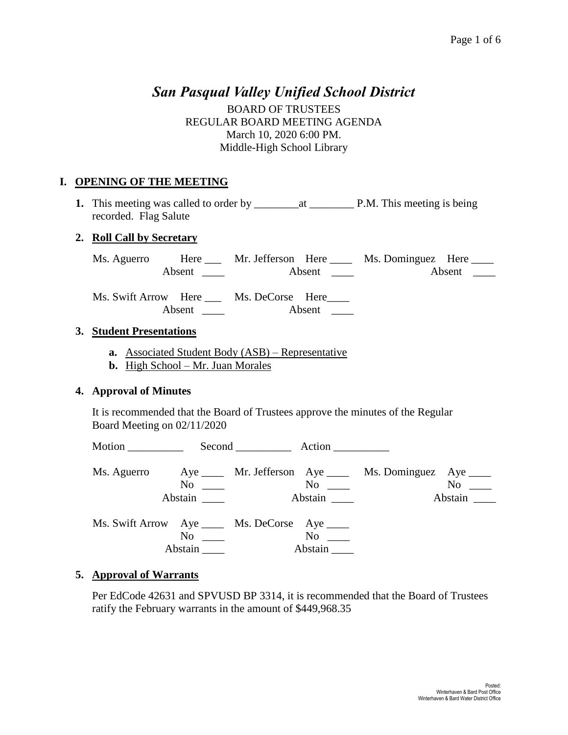# *San Pasqual Valley Unified School District*

BOARD OF TRUSTEES
REGULAR BOARD MEETING AGENDA
March 10, 2020 6:00 PM.
Middle-High School Library

## I. OPENING OF THE MEETING

**1.** This meeting was called to order by ________at ________ P.M. This meeting is being recorded. Flag Salute

**2. Roll Call by Secretary**

Ms. Aguerro Here ___ Absent ____ Mr. Jefferson Here ____ Absent ____ Ms. Dominguez Here ____ Absent ____

Ms. Swift Arrow Here ___ Absent ____ Ms. DeCorse Here____ Absent ____

**3. Student Presentations**

- **a.** Associated Student Body (ASB) – Representative
- **b.** High School – Mr. Juan Morales

**4. Approval of Minutes**

It is recommended that the Board of Trustees approve the minutes of the Regular Board Meeting on 02/11/2020

Motion __________ Second __________ Action __________

Ms. Aguerro Aye ____ No ____ Abstain ____ Mr. Jefferson Aye ____ No ____ Abstain ____ Ms. Dominguez Aye ____ No ____ Abstain ____

Ms. Swift Arrow Aye ____ No ____ Abstain ____ Ms. DeCorse Aye ____ No ____ Abstain ____

**5. Approval of Warrants**

Per EdCode 42631 and SPVUSD BP 3314, it is recommended that the Board of Trustees ratify the February warrants in the amount of $449,968.35

Posted:
Winterhaven & Bard Post Office
Winterhaven & Bard Water District Office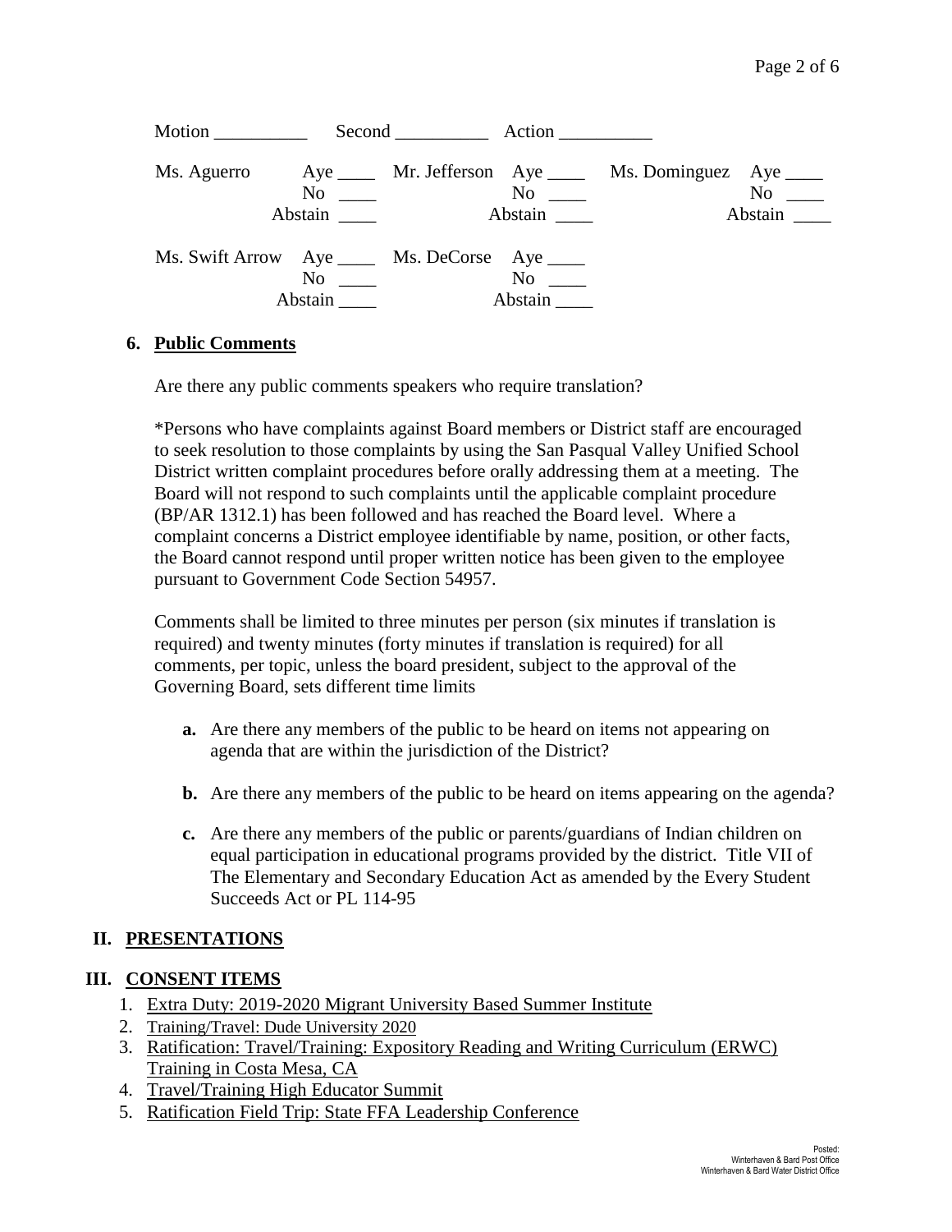Motion __________ Second __________ Action __________

| | | | | | |
|---|---|---|---|---|---|
| Ms. Aguerro | Aye ____ No ____ Abstain ____ | Mr. Jefferson | Aye ____ No ____ Abstain ____ | Ms. Dominguez | Aye ____ No ____ Abstain ____ |
| Ms. Swift Arrow | Aye ____ No ____ Abstain ____ | Ms. DeCorse | Aye ____ No ____ Abstain ____ | | |

**6. Public Comments**

Are there any public comments speakers who require translation?

*Persons who have complaints against Board members or District staff are encouraged to seek resolution to those complaints by using the San Pasqual Valley Unified School District written complaint procedures before orally addressing them at a meeting. The Board will not respond to such complaints until the applicable complaint procedure (BP/AR 1312.1) has been followed and has reached the Board level. Where a complaint concerns a District employee identifiable by name, position, or other facts, the Board cannot respond until proper written notice has been given to the employee pursuant to Government Code Section 54957.

Comments shall be limited to three minutes per person (six minutes if translation is required) and twenty minutes (forty minutes if translation is required) for all comments, per topic, unless the board president, subject to the approval of the Governing Board, sets different time limits

**a.** Are there any members of the public to be heard on items not appearing on agenda that are within the jurisdiction of the District?

**b.** Are there any members of the public to be heard on items appearing on the agenda?

**c.** Are there any members of the public or parents/guardians of Indian children on equal participation in educational programs provided by the district. Title VII of The Elementary and Secondary Education Act as amended by the Every Student Succeeds Act or PL 114-95

## II. PRESENTATIONS

## III. CONSENT ITEMS

1. Extra Duty: 2019-2020 Migrant University Based Summer Institute
2. Training/Travel: Dude University 2020
3. Ratification: Travel/Training: Expository Reading and Writing Curriculum (ERWC) Training in Costa Mesa, CA
4. Travel/Training High Educator Summit
5. Ratification Field Trip: State FFA Leadership Conference

Posted:
Winterhaven & Bard Post Office
Winterhaven & Bard Water District Office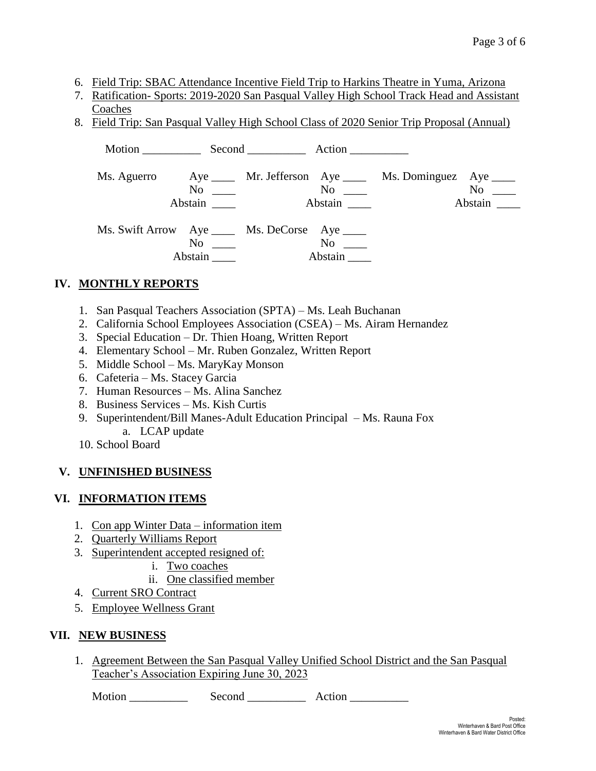6. Field Trip: SBAC Attendance Incentive Field Trip to Harkins Theatre in Yuma, Arizona
7. Ratification- Sports: 2019-2020 San Pasqual Valley High School Track Head and Assistant Coaches
8. Field Trip: San Pasqual Valley High School Class of 2020 Senior Trip Proposal (Annual)

Motion __________ Second __________ Action __________

Ms. Aguerro Aye ____ No ____ Abstain ____
Mr. Jefferson Aye ____ No ____ Abstain ____
Ms. Dominguez Aye ____ No ____ Abstain ____

Ms. Swift Arrow Aye ____ No ____ Abstain ____
Ms. DeCorse Aye ____ No ____ Abstain ____

## IV. MONTHLY REPORTS

1. San Pasqual Teachers Association (SPTA) – Ms. Leah Buchanan
2. California School Employees Association (CSEA) – Ms. Airam Hernandez
3. Special Education – Dr. Thien Hoang, Written Report
4. Elementary School – Mr. Ruben Gonzalez, Written Report
5. Middle School – Ms. MaryKay Monson
6. Cafeteria – Ms. Stacey Garcia
7. Human Resources – Ms. Alina Sanchez
8. Business Services – Ms. Kish Curtis
9. Superintendent/Bill Manes-Adult Education Principal – Ms. Rauna Fox
   a. LCAP update
10. School Board

## V. UNFINISHED BUSINESS

## VI. INFORMATION ITEMS

1. Con app Winter Data – information item
2. Quarterly Williams Report
3. Superintendent accepted resigned of:
   i. Two coaches
   ii. One classified member
4. Current SRO Contract
5. Employee Wellness Grant

## VII. NEW BUSINESS

1. Agreement Between the San Pasqual Valley Unified School District and the San Pasqual Teacher's Association Expiring June 30, 2023

Motion __________ Second __________ Action __________

Posted:
Winterhaven & Bard Post Office
Winterhaven & Bard Water District Office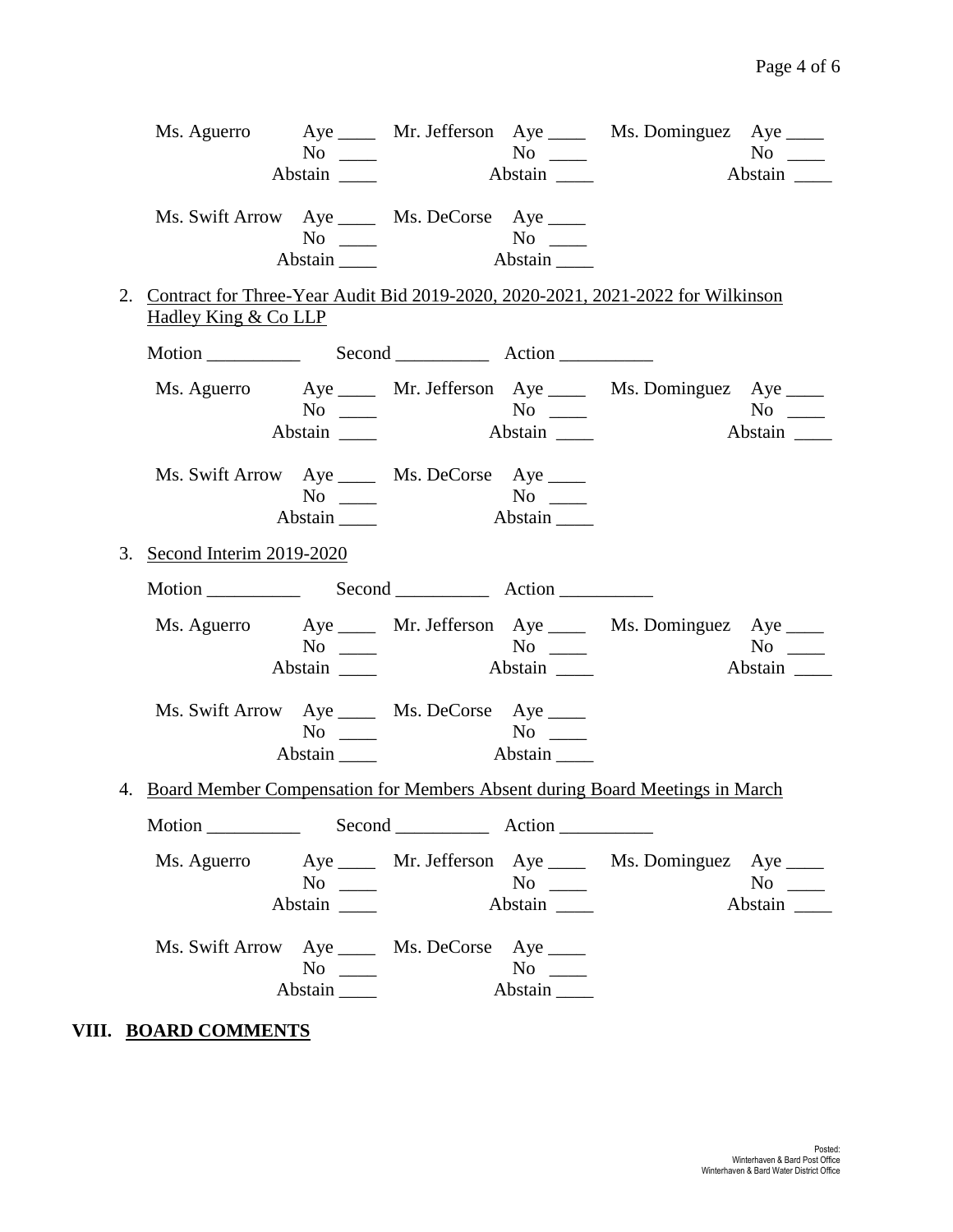Ms. Aguerro Aye ____ Mr. Jefferson Aye ____ Ms. Dominguez Aye ____
No ____ No ____ No ____
Abstain ____ Abstain ____ Abstain ____

Ms. Swift Arrow Aye ____ Ms. DeCorse Aye ____
No ____ No ____
Abstain ____ Abstain ____

2. Contract for Three-Year Audit Bid 2019-2020, 2020-2021, 2021-2022 for Wilkinson Hadley King & Co LLP

Motion __________ Second __________ Action __________

Ms. Aguerro Aye ____ Mr. Jefferson Aye ____ Ms. Dominguez Aye ____
No ____ No ____ No ____
Abstain ____ Abstain ____ Abstain ____

Ms. Swift Arrow Aye ____ Ms. DeCorse Aye ____
No ____ No ____
Abstain ____ Abstain ____

3. Second Interim 2019-2020

Motion __________ Second __________ Action __________

Ms. Aguerro Aye ____ Mr. Jefferson Aye ____ Ms. Dominguez Aye ____
No ____ No ____ No ____
Abstain ____ Abstain ____ Abstain ____

Ms. Swift Arrow Aye ____ Ms. DeCorse Aye ____
No ____ No ____
Abstain ____ Abstain ____

4. Board Member Compensation for Members Absent during Board Meetings in March

Motion __________ Second __________ Action __________

Ms. Aguerro Aye ____ Mr. Jefferson Aye ____ Ms. Dominguez Aye ____
No ____ No ____ No ____
Abstain ____ Abstain ____ Abstain ____

Ms. Swift Arrow Aye ____ Ms. DeCorse Aye ____
No ____ No ____
Abstain ____ Abstain ____

## VIII. BOARD COMMENTS

Posted:
Winterhaven & Bard Post Office
Winterhaven & Bard Water District Office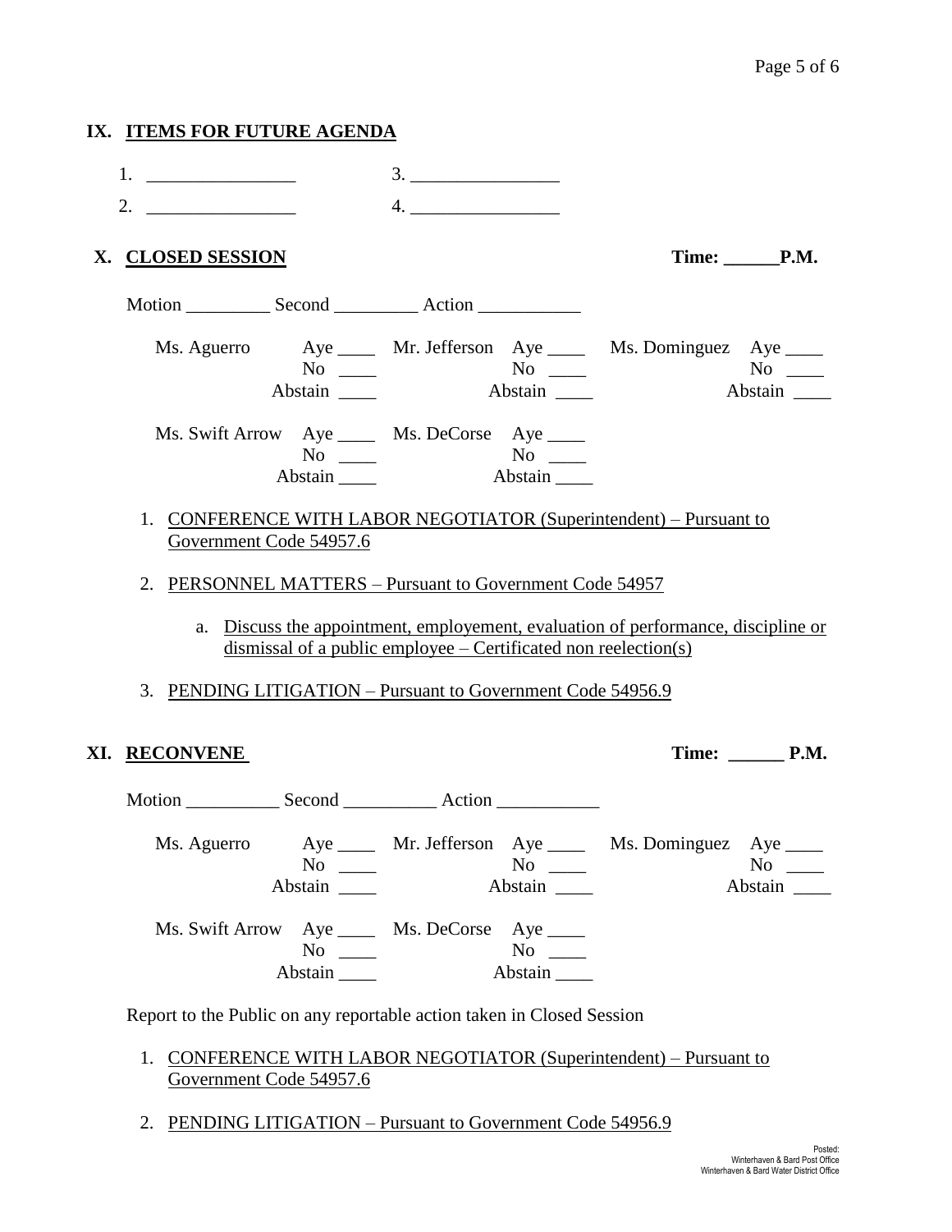## IX. ITEMS FOR FUTURE AGENDA

1. ________________  3. ________________
2. ________________  4. ________________

## X. CLOSED SESSION

**Time: ______P.M.**

Motion _________ Second _________ Action ___________

| Ms. Aguerro | Aye ____ | Mr. Jefferson | Aye ____ | Ms. Dominguez | Aye ____ |
|---|---|---|---|---|---|
| | No ____ | | No ____ | | No ____ |
| | Abstain ____ | | Abstain ____ | | Abstain ____ |
| Ms. Swift Arrow | Aye ____ | Ms. DeCorse | Aye ____ | | |
| | No ____ | | No ____ | | |
| | Abstain ____ | | Abstain ____ | | |

1. CONFERENCE WITH LABOR NEGOTIATOR (Superintendent) – Pursuant to Government Code 54957.6
2. PERSONNEL MATTERS – Pursuant to Government Code 54957
   a. Discuss the appointment, employement, evaluation of performance, discipline or dismissal of a public employee – Certificated non reelection(s)
3. PENDING LITIGATION – Pursuant to Government Code 54956.9

## XI. RECONVENE

**Time: ______ P.M.**

Motion __________ Second __________ Action ___________

| Ms. Aguerro | Aye ____ | Mr. Jefferson | Aye ____ | Ms. Dominguez | Aye ____ |
|---|---|---|---|---|---|
| | No ____ | | No ____ | | No ____ |
| | Abstain ____ | | Abstain ____ | | Abstain ____ |
| Ms. Swift Arrow | Aye ____ | Ms. DeCorse | Aye ____ | | |
| | No ____ | | No ____ | | |
| | Abstain ____ | | Abstain ____ | | |

Report to the Public on any reportable action taken in Closed Session

1. CONFERENCE WITH LABOR NEGOTIATOR (Superintendent) – Pursuant to Government Code 54957.6
2. PENDING LITIGATION – Pursuant to Government Code 54956.9

Posted:
Winterhaven & Bard Post Office
Winterhaven & Bard Water District Office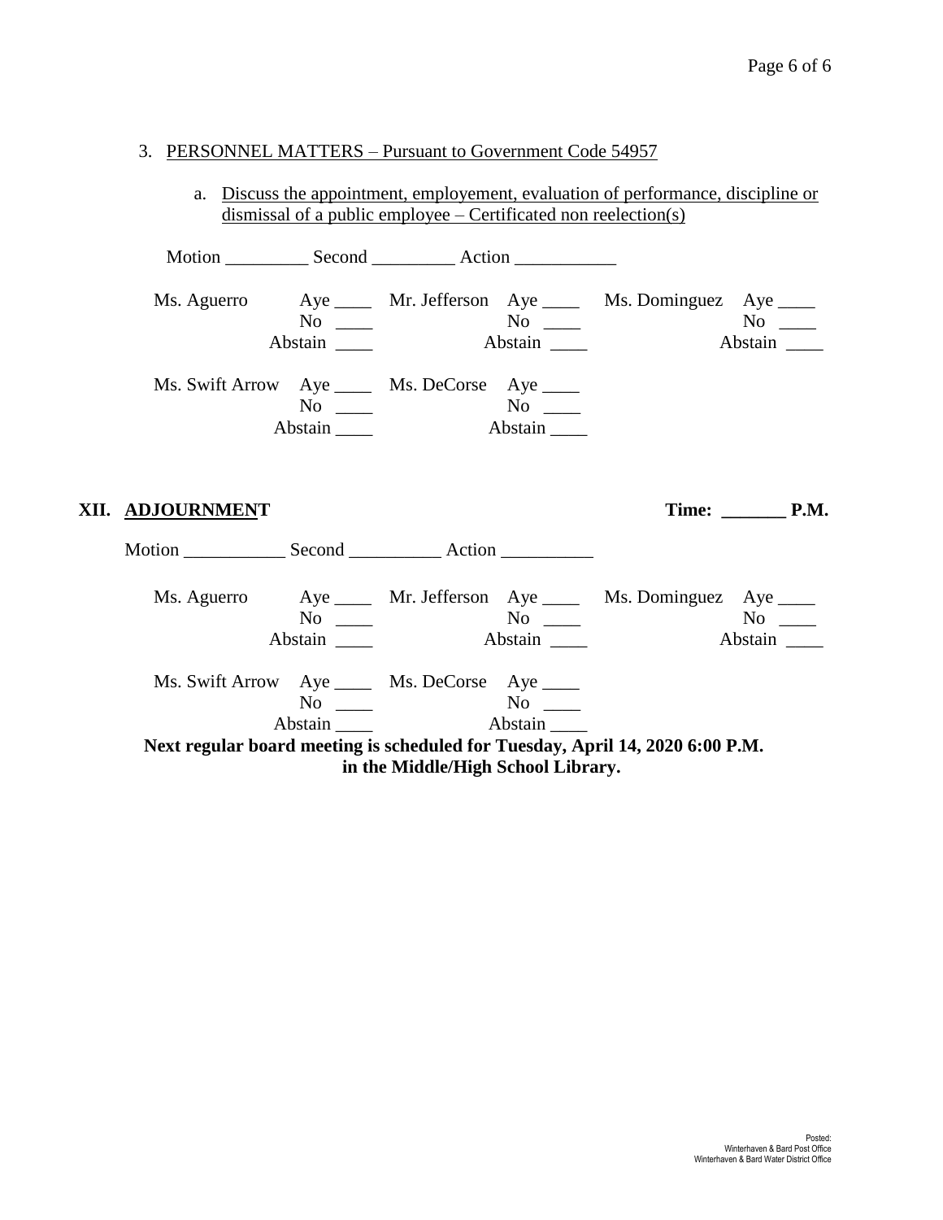3. PERSONNEL MATTERS – Pursuant to Government Code 54957

   a. Discuss the appointment, employement, evaluation of performance, discipline or dismissal of a public employee – Certificated non reelection(s)

Motion _________ Second _________ Action ___________

| | | | | | |
|---|---|---|---|---|---|
| Ms. Aguerro | Aye ____ | Mr. Jefferson | Aye ____ | Ms. Dominguez | Aye ____ |
| | No ____ | | No ____ | | No ____ |
| | Abstain ____ | | Abstain ____ | | Abstain ____ |
| Ms. Swift Arrow | Aye ____ | Ms. DeCorse | Aye ____ | | |
| | No ____ | | No ____ | | |
| | Abstain ____ | | Abstain ____ | | |

## XII. ADJOURNMENT

**Time: _______ P.M.**

Motion ___________ Second __________ Action __________

| | | | | | |
|---|---|---|---|---|---|
| Ms. Aguerro | Aye ____ | Mr. Jefferson | Aye ____ | Ms. Dominguez | Aye ____ |
| | No ____ | | No ____ | | No ____ |
| | Abstain ____ | | Abstain ____ | | Abstain ____ |
| Ms. Swift Arrow | Aye ____ | Ms. DeCorse | Aye ____ | | |
| | No ____ | | No ____ | | |
| | Abstain ____ | | Abstain ____ | | |

**Next regular board meeting is scheduled for Tuesday, April 14, 2020 6:00 P.M. in the Middle/High School Library.**

Posted:
Winterhaven & Bard Post Office
Winterhaven & Bard Water District Office